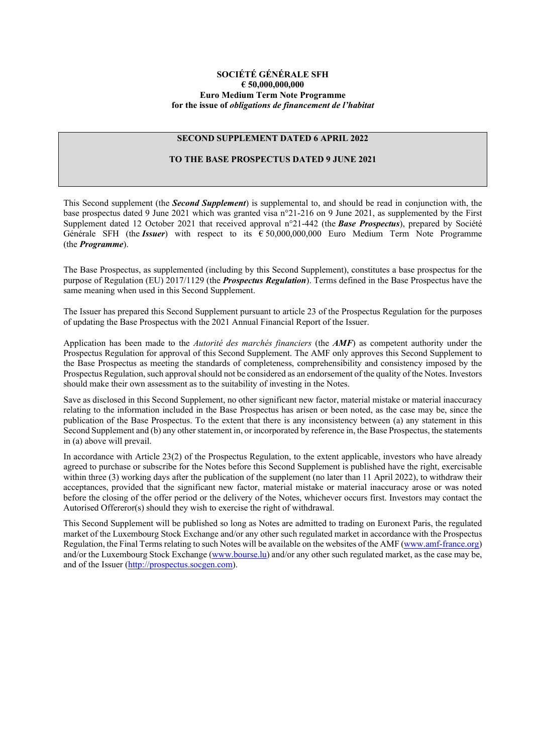**SOCIÉTÉ GÉNÉRALE SFH**
**€ 50,000,000,000**
**Euro Medium Term Note Programme**
**for the issue of *obligations de financement de l'habitat***

**SECOND SUPPLEMENT DATED 6 APRIL 2022**

**TO THE BASE PROSPECTUS DATED 9 JUNE 2021**

This Second supplement (the ***Second Supplement***) is supplemental to, and should be read in conjunction with, the base prospectus dated 9 June 2021 which was granted visa n°21-216 on 9 June 2021, as supplemented by the First Supplement dated 12 October 2021 that received approval n°21-442 (the ***Base Prospectus***), prepared by Société Générale SFH (the ***Issuer***) with respect to its € 50,000,000,000 Euro Medium Term Note Programme (the ***Programme***).

The Base Prospectus, as supplemented (including by this Second Supplement), constitutes a base prospectus for the purpose of Regulation (EU) 2017/1129 (the ***Prospectus Regulation***). Terms defined in the Base Prospectus have the same meaning when used in this Second Supplement.

The Issuer has prepared this Second Supplement pursuant to article 23 of the Prospectus Regulation for the purposes of updating the Base Prospectus with the 2021 Annual Financial Report of the Issuer.

Application has been made to the *Autorité des marchés financiers* (the ***AMF***) as competent authority under the Prospectus Regulation for approval of this Second Supplement. The AMF only approves this Second Supplement to the Base Prospectus as meeting the standards of completeness, comprehensibility and consistency imposed by the Prospectus Regulation, such approval should not be considered as an endorsement of the quality of the Notes. Investors should make their own assessment as to the suitability of investing in the Notes.

Save as disclosed in this Second Supplement, no other significant new factor, material mistake or material inaccuracy relating to the information included in the Base Prospectus has arisen or been noted, as the case may be, since the publication of the Base Prospectus. To the extent that there is any inconsistency between (a) any statement in this Second Supplement and (b) any other statement in, or incorporated by reference in, the Base Prospectus, the statements in (a) above will prevail.

In accordance with Article 23(2) of the Prospectus Regulation, to the extent applicable, investors who have already agreed to purchase or subscribe for the Notes before this Second Supplement is published have the right, exercisable within three (3) working days after the publication of the supplement (no later than 11 April 2022), to withdraw their acceptances, provided that the significant new factor, material mistake or material inaccuracy arose or was noted before the closing of the offer period or the delivery of the Notes, whichever occurs first. Investors may contact the Autorised Offereror(s) should they wish to exercise the right of withdrawal.

This Second Supplement will be published so long as Notes are admitted to trading on Euronext Paris, the regulated market of the Luxembourg Stock Exchange and/or any other such regulated market in accordance with the Prospectus Regulation, the Final Terms relating to such Notes will be available on the websites of the AMF (www.amf-france.org) and/or the Luxembourg Stock Exchange (www.bourse.lu) and/or any other such regulated market, as the case may be, and of the Issuer (http://prospectus.socgen.com).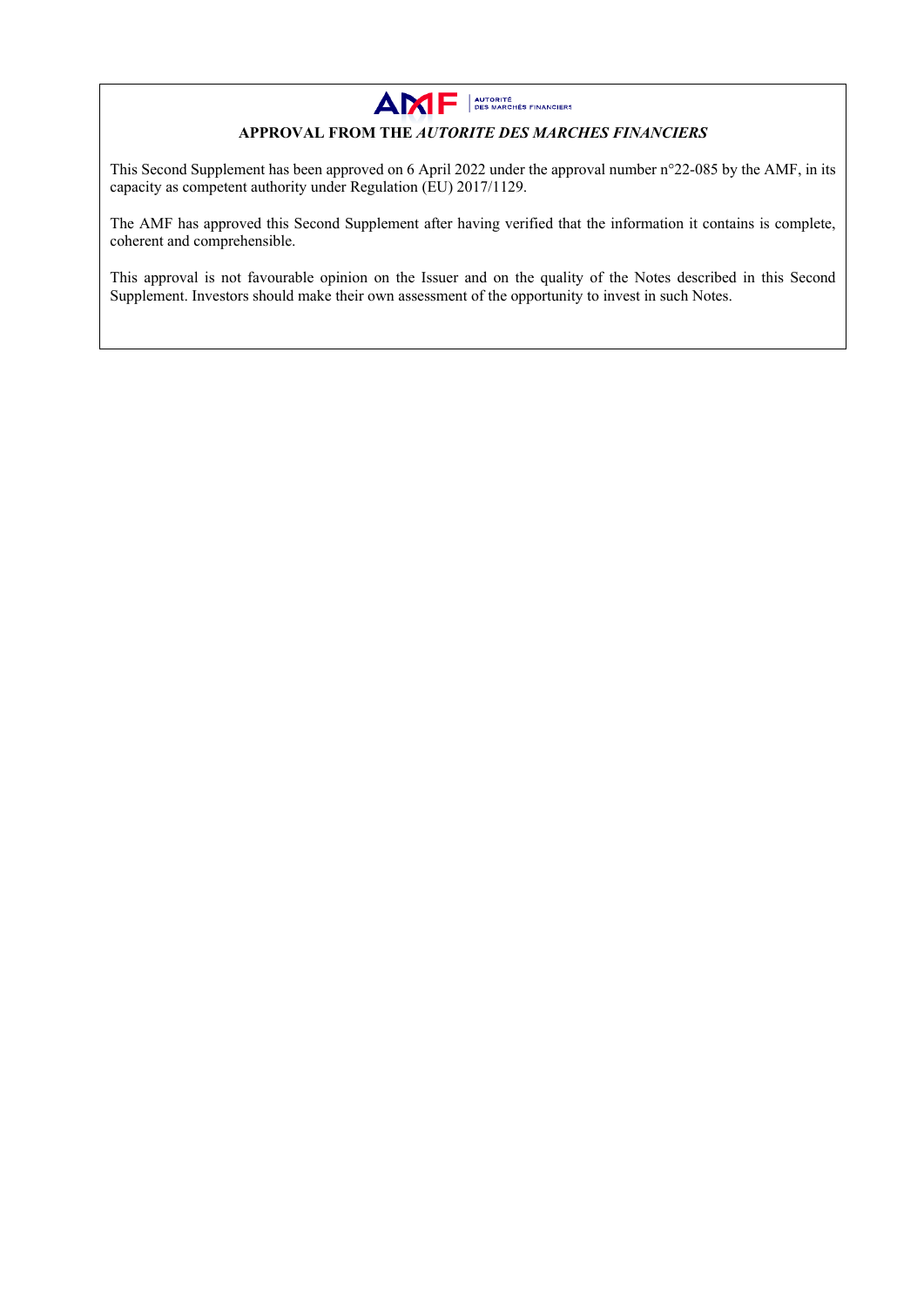**APPROVAL FROM THE *AUTORITE DES MARCHES FINANCIERS***

This Second Supplement has been approved on 6 April 2022 under the approval number n°22-085 by the AMF, in its capacity as competent authority under Regulation (EU) 2017/1129.

The AMF has approved this Second Supplement after having verified that the information it contains is complete, coherent and comprehensible.

This approval is not favourable opinion on the Issuer and on the quality of the Notes described in this Second Supplement. Investors should make their own assessment of the opportunity to invest in such Notes.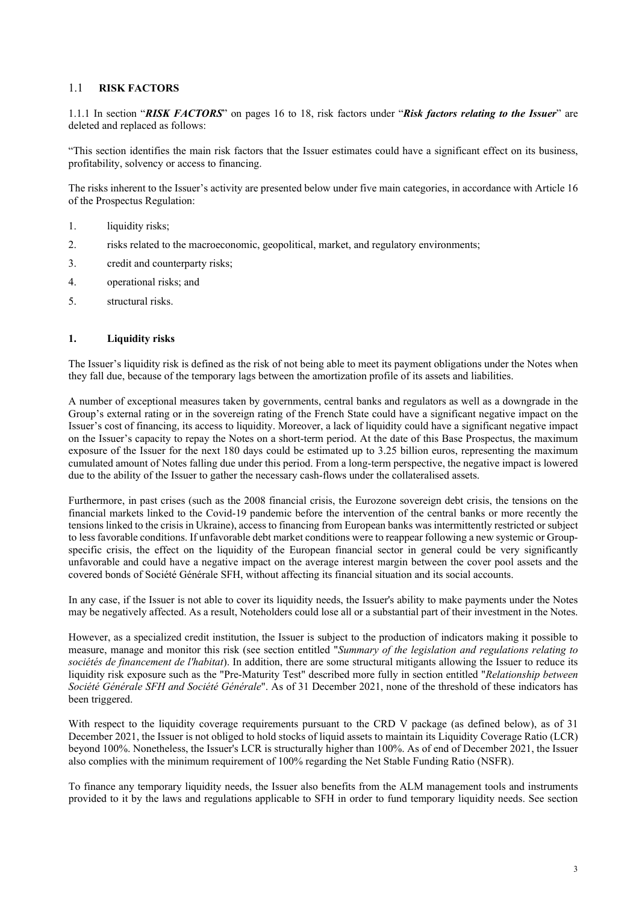## 1.1 RISK FACTORS

1.1.1 In section "***RISK FACTORS***" on pages 16 to 18, risk factors under "***Risk factors relating to the Issuer***" are deleted and replaced as follows:

"This section identifies the main risk factors that the Issuer estimates could have a significant effect on its business, profitability, solvency or access to financing.

The risks inherent to the Issuer's activity are presented below under five main categories, in accordance with Article 16 of the Prospectus Regulation:

1. liquidity risks;
2. risks related to the macroeconomic, geopolitical, market, and regulatory environments;
3. credit and counterparty risks;
4. operational risks; and
5. structural risks.

### 1. Liquidity risks

The Issuer's liquidity risk is defined as the risk of not being able to meet its payment obligations under the Notes when they fall due, because of the temporary lags between the amortization profile of its assets and liabilities.

A number of exceptional measures taken by governments, central banks and regulators as well as a downgrade in the Group's external rating or in the sovereign rating of the French State could have a significant negative impact on the Issuer's cost of financing, its access to liquidity. Moreover, a lack of liquidity could have a significant negative impact on the Issuer's capacity to repay the Notes on a short-term period. At the date of this Base Prospectus, the maximum exposure of the Issuer for the next 180 days could be estimated up to 3.25 billion euros, representing the maximum cumulated amount of Notes falling due under this period. From a long-term perspective, the negative impact is lowered due to the ability of the Issuer to gather the necessary cash-flows under the collateralised assets.

Furthermore, in past crises (such as the 2008 financial crisis, the Eurozone sovereign debt crisis, the tensions on the financial markets linked to the Covid-19 pandemic before the intervention of the central banks or more recently the tensions linked to the crisis in Ukraine), access to financing from European banks was intermittently restricted or subject to less favorable conditions. If unfavorable debt market conditions were to reappear following a new systemic or Group-specific crisis, the effect on the liquidity of the European financial sector in general could be very significantly unfavorable and could have a negative impact on the average interest margin between the cover pool assets and the covered bonds of Société Générale SFH, without affecting its financial situation and its social accounts.

In any case, if the Issuer is not able to cover its liquidity needs, the Issuer's ability to make payments under the Notes may be negatively affected. As a result, Noteholders could lose all or a substantial part of their investment in the Notes.

However, as a specialized credit institution, the Issuer is subject to the production of indicators making it possible to measure, manage and monitor this risk (see section entitled "*Summary of the legislation and regulations relating to sociétés de financement de l'habitat*). In addition, there are some structural mitigants allowing the Issuer to reduce its liquidity risk exposure such as the "Pre-Maturity Test" described more fully in section entitled "*Relationship between Société Générale SFH and Société Générale*". As of 31 December 2021, none of the threshold of these indicators has been triggered.

With respect to the liquidity coverage requirements pursuant to the CRD V package (as defined below), as of 31 December 2021, the Issuer is not obliged to hold stocks of liquid assets to maintain its Liquidity Coverage Ratio (LCR) beyond 100%. Nonetheless, the Issuer's LCR is structurally higher than 100%. As of end of December 2021, the Issuer also complies with the minimum requirement of 100% regarding the Net Stable Funding Ratio (NSFR).

To finance any temporary liquidity needs, the Issuer also benefits from the ALM management tools and instruments provided to it by the laws and regulations applicable to SFH in order to fund temporary liquidity needs. See section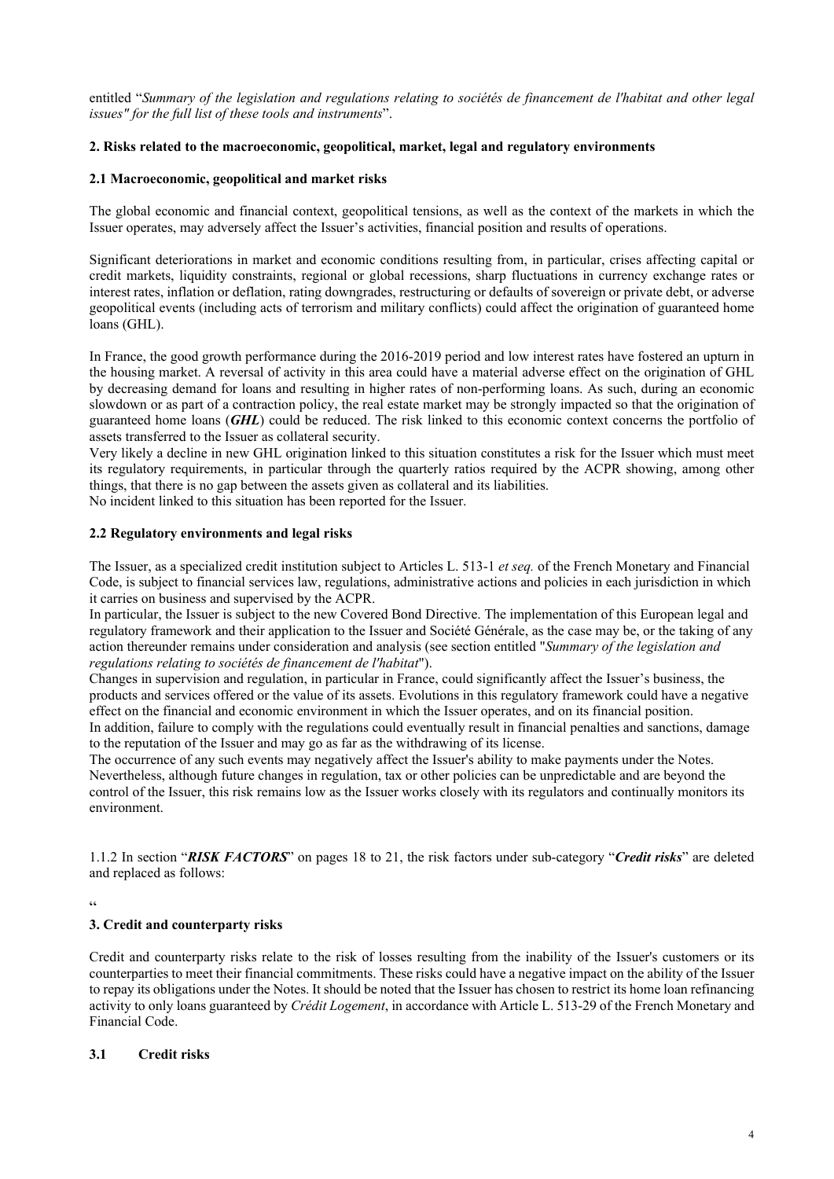entitled "*Summary of the legislation and regulations relating to sociétés de financement de l'habitat and other legal issues" for the full list of these tools and instruments*".

**2. Risks related to the macroeconomic, geopolitical, market, legal and regulatory environments**

**2.1 Macroeconomic, geopolitical and market risks**

The global economic and financial context, geopolitical tensions, as well as the context of the markets in which the Issuer operates, may adversely affect the Issuer's activities, financial position and results of operations.

Significant deteriorations in market and economic conditions resulting from, in particular, crises affecting capital or credit markets, liquidity constraints, regional or global recessions, sharp fluctuations in currency exchange rates or interest rates, inflation or deflation, rating downgrades, restructuring or defaults of sovereign or private debt, or adverse geopolitical events (including acts of terrorism and military conflicts) could affect the origination of guaranteed home loans (GHL).

In France, the good growth performance during the 2016-2019 period and low interest rates have fostered an upturn in the housing market. A reversal of activity in this area could have a material adverse effect on the origination of GHL by decreasing demand for loans and resulting in higher rates of non-performing loans. As such, during an economic slowdown or as part of a contraction policy, the real estate market may be strongly impacted so that the origination of guaranteed home loans (***GHL***) could be reduced. The risk linked to this economic context concerns the portfolio of assets transferred to the Issuer as collateral security.

Very likely a decline in new GHL origination linked to this situation constitutes a risk for the Issuer which must meet its regulatory requirements, in particular through the quarterly ratios required by the ACPR showing, among other things, that there is no gap between the assets given as collateral and its liabilities.

No incident linked to this situation has been reported for the Issuer.

**2.2 Regulatory environments and legal risks**

The Issuer, as a specialized credit institution subject to Articles L. 513-1 *et seq.* of the French Monetary and Financial Code, is subject to financial services law, regulations, administrative actions and policies in each jurisdiction in which it carries on business and supervised by the ACPR.

In particular, the Issuer is subject to the new Covered Bond Directive. The implementation of this European legal and regulatory framework and their application to the Issuer and Société Générale, as the case may be, or the taking of any action thereunder remains under consideration and analysis (see section entitled "*Summary of the legislation and regulations relating to sociétés de financement de l'habitat*").

Changes in supervision and regulation, in particular in France, could significantly affect the Issuer's business, the products and services offered or the value of its assets. Evolutions in this regulatory framework could have a negative effect on the financial and economic environment in which the Issuer operates, and on its financial position.

In addition, failure to comply with the regulations could eventually result in financial penalties and sanctions, damage to the reputation of the Issuer and may go as far as the withdrawing of its license.

The occurrence of any such events may negatively affect the Issuer's ability to make payments under the Notes.

Nevertheless, although future changes in regulation, tax or other policies can be unpredictable and are beyond the control of the Issuer, this risk remains low as the Issuer works closely with its regulators and continually monitors its environment.

1.1.2 In section "***RISK FACTORS***" on pages 18 to 21, the risk factors under sub-category "***Credit risks***" are deleted and replaced as follows:

"

**3. Credit and counterparty risks**

Credit and counterparty risks relate to the risk of losses resulting from the inability of the Issuer's customers or its counterparties to meet their financial commitments. These risks could have a negative impact on the ability of the Issuer to repay its obligations under the Notes. It should be noted that the Issuer has chosen to restrict its home loan refinancing activity to only loans guaranteed by *Crédit Logement*, in accordance with Article L. 513-29 of the French Monetary and Financial Code.

**3.1 Credit risks**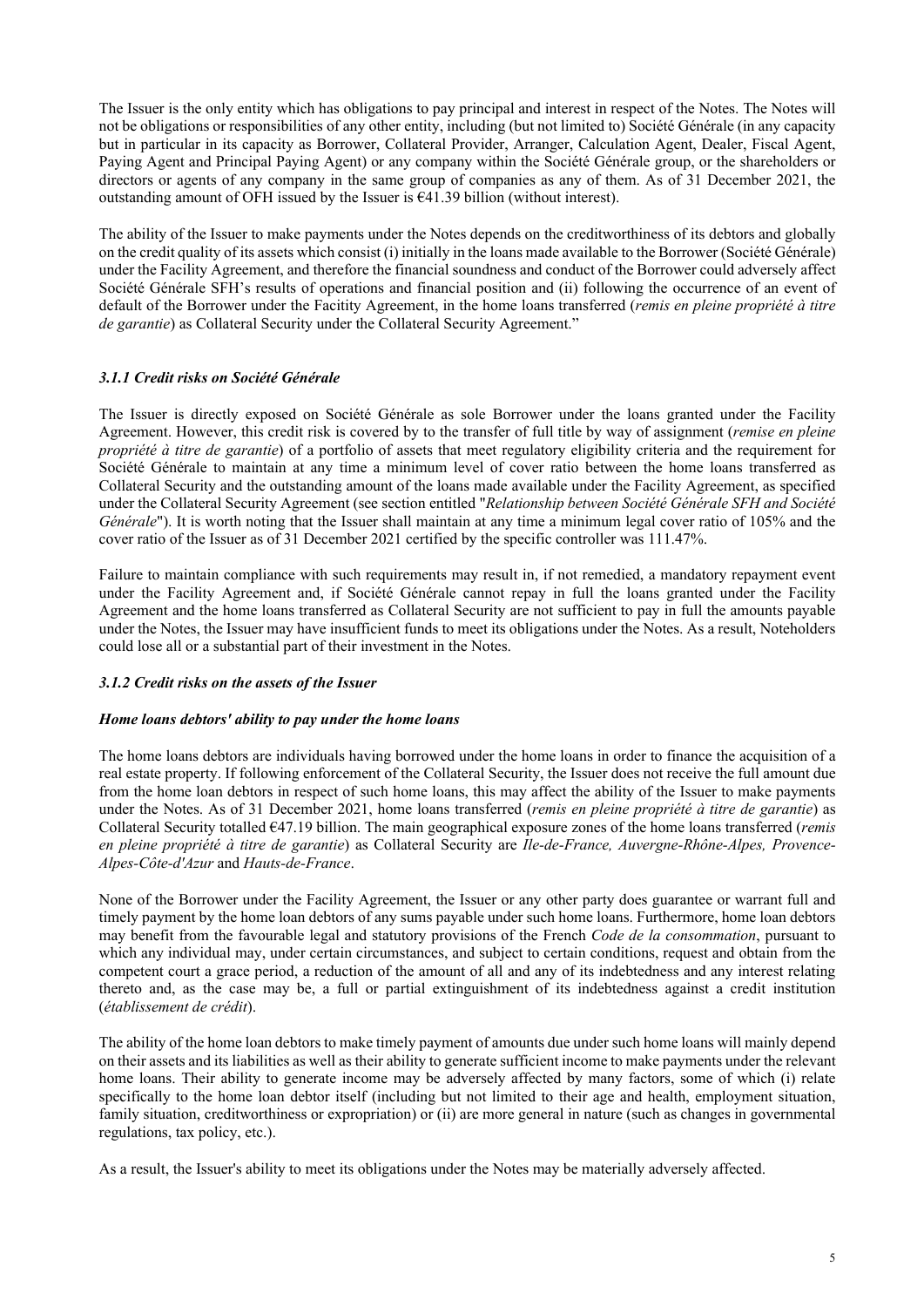The Issuer is the only entity which has obligations to pay principal and interest in respect of the Notes. The Notes will not be obligations or responsibilities of any other entity, including (but not limited to) Société Générale (in any capacity but in particular in its capacity as Borrower, Collateral Provider, Arranger, Calculation Agent, Dealer, Fiscal Agent, Paying Agent and Principal Paying Agent) or any company within the Société Générale group, or the shareholders or directors or agents of any company in the same group of companies as any of them. As of 31 December 2021, the outstanding amount of OFH issued by the Issuer is €41.39 billion (without interest).

The ability of the Issuer to make payments under the Notes depends on the creditworthiness of its debtors and globally on the credit quality of its assets which consist (i) initially in the loans made available to the Borrower (Société Générale) under the Facility Agreement, and therefore the financial soundness and conduct of the Borrower could adversely affect Société Générale SFH's results of operations and financial position and (ii) following the occurrence of an event of default of the Borrower under the Facitity Agreement, in the home loans transferred (*remis en pleine propriété à titre de garantie*) as Collateral Security under the Collateral Security Agreement."

### *3.1.1 Credit risks on Société Générale*

The Issuer is directly exposed on Société Générale as sole Borrower under the loans granted under the Facility Agreement. However, this credit risk is covered by to the transfer of full title by way of assignment (*remise en pleine propriété à titre de garantie*) of a portfolio of assets that meet regulatory eligibility criteria and the requirement for Société Générale to maintain at any time a minimum level of cover ratio between the home loans transferred as Collateral Security and the outstanding amount of the loans made available under the Facility Agreement, as specified under the Collateral Security Agreement (see section entitled "*Relationship between Société Générale SFH and Société Générale*"). It is worth noting that the Issuer shall maintain at any time a minimum legal cover ratio of 105% and the cover ratio of the Issuer as of 31 December 2021 certified by the specific controller was 111.47%.

Failure to maintain compliance with such requirements may result in, if not remedied, a mandatory repayment event under the Facility Agreement and, if Société Générale cannot repay in full the loans granted under the Facility Agreement and the home loans transferred as Collateral Security are not sufficient to pay in full the amounts payable under the Notes, the Issuer may have insufficient funds to meet its obligations under the Notes. As a result, Noteholders could lose all or a substantial part of their investment in the Notes.

### *3.1.2 Credit risks on the assets of the Issuer*

***Home loans debtors' ability to pay under the home loans***

The home loans debtors are individuals having borrowed under the home loans in order to finance the acquisition of a real estate property. If following enforcement of the Collateral Security, the Issuer does not receive the full amount due from the home loan debtors in respect of such home loans, this may affect the ability of the Issuer to make payments under the Notes. As of 31 December 2021, home loans transferred (*remis en pleine propriété à titre de garantie*) as Collateral Security totalled €47.19 billion. The main geographical exposure zones of the home loans transferred (*remis en pleine propriété à titre de garantie*) as Collateral Security are *Ile-de-France, Auvergne-Rhône-Alpes, Provence-Alpes-Côte-d'Azur* and *Hauts-de-France*.

None of the Borrower under the Facility Agreement, the Issuer or any other party does guarantee or warrant full and timely payment by the home loan debtors of any sums payable under such home loans. Furthermore, home loan debtors may benefit from the favourable legal and statutory provisions of the French *Code de la consommation*, pursuant to which any individual may, under certain circumstances, and subject to certain conditions, request and obtain from the competent court a grace period, a reduction of the amount of all and any of its indebtedness and any interest relating thereto and, as the case may be, a full or partial extinguishment of its indebtedness against a credit institution (*établissement de crédit*).

The ability of the home loan debtors to make timely payment of amounts due under such home loans will mainly depend on their assets and its liabilities as well as their ability to generate sufficient income to make payments under the relevant home loans. Their ability to generate income may be adversely affected by many factors, some of which (i) relate specifically to the home loan debtor itself (including but not limited to their age and health, employment situation, family situation, creditworthiness or expropriation) or (ii) are more general in nature (such as changes in governmental regulations, tax policy, etc.).

As a result, the Issuer's ability to meet its obligations under the Notes may be materially adversely affected.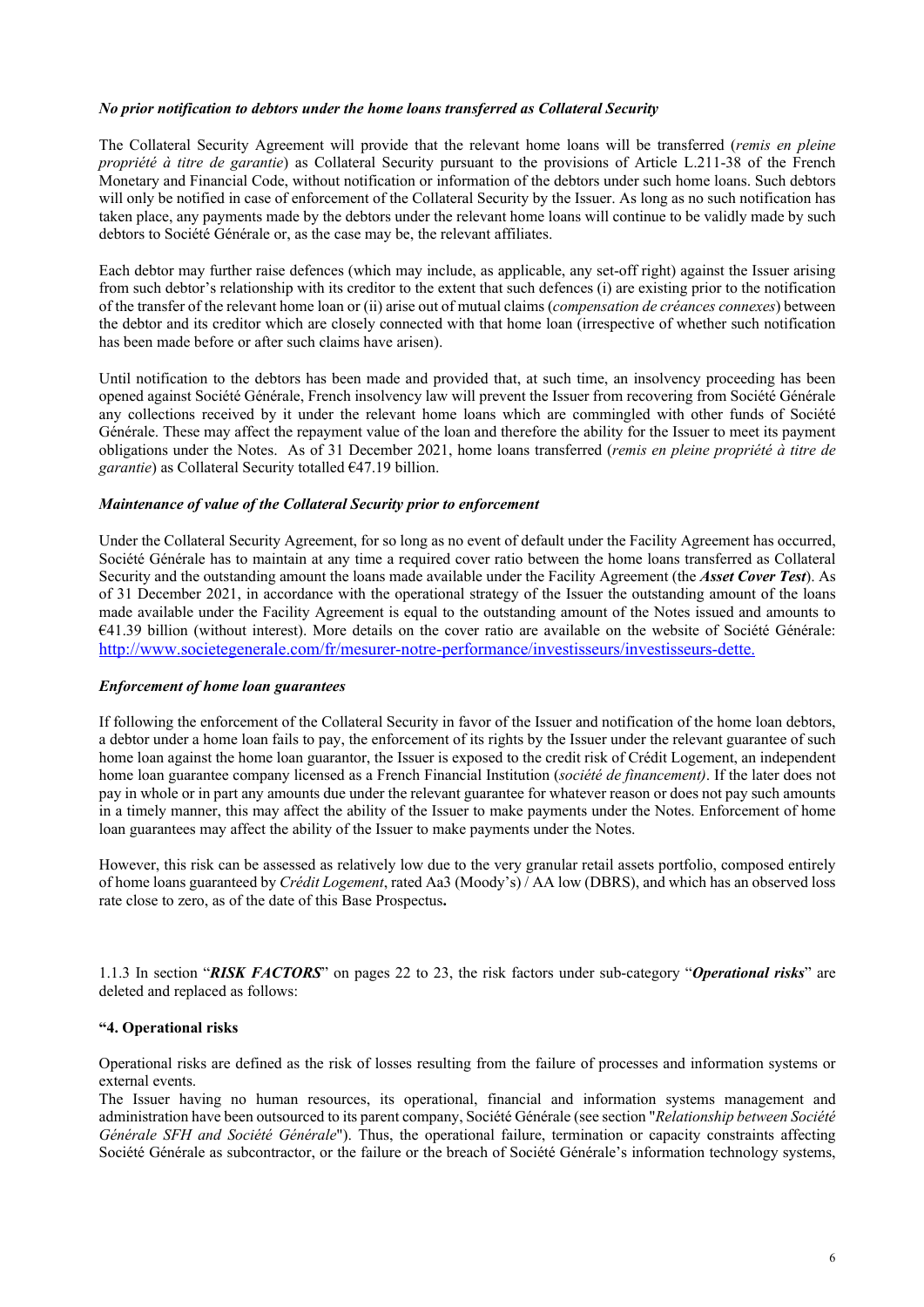***No prior notification to debtors under the home loans transferred as Collateral Security***

The Collateral Security Agreement will provide that the relevant home loans will be transferred (*remis en pleine propriété à titre de garantie*) as Collateral Security pursuant to the provisions of Article L.211-38 of the French Monetary and Financial Code, without notification or information of the debtors under such home loans. Such debtors will only be notified in case of enforcement of the Collateral Security by the Issuer. As long as no such notification has taken place, any payments made by the debtors under the relevant home loans will continue to be validly made by such debtors to Société Générale or, as the case may be, the relevant affiliates.

Each debtor may further raise defences (which may include, as applicable, any set-off right) against the Issuer arising from such debtor's relationship with its creditor to the extent that such defences (i) are existing prior to the notification of the transfer of the relevant home loan or (ii) arise out of mutual claims (*compensation de créances connexes*) between the debtor and its creditor which are closely connected with that home loan (irrespective of whether such notification has been made before or after such claims have arisen).

Until notification to the debtors has been made and provided that, at such time, an insolvency proceeding has been opened against Société Générale, French insolvency law will prevent the Issuer from recovering from Société Générale any collections received by it under the relevant home loans which are commingled with other funds of Société Générale. These may affect the repayment value of the loan and therefore the ability for the Issuer to meet its payment obligations under the Notes. As of 31 December 2021, home loans transferred (*remis en pleine propriété à titre de garantie*) as Collateral Security totalled €47.19 billion.

***Maintenance of value of the Collateral Security prior to enforcement***

Under the Collateral Security Agreement, for so long as no event of default under the Facility Agreement has occurred, Société Générale has to maintain at any time a required cover ratio between the home loans transferred as Collateral Security and the outstanding amount the loans made available under the Facility Agreement (the ***Asset Cover Test***). As of 31 December 2021, in accordance with the operational strategy of the Issuer the outstanding amount of the loans made available under the Facility Agreement is equal to the outstanding amount of the Notes issued and amounts to €41.39 billion (without interest). More details on the cover ratio are available on the website of Société Générale: http://www.societegenerale.com/fr/mesurer-notre-performance/investisseurs/investisseurs-dette.

***Enforcement of home loan guarantees***

If following the enforcement of the Collateral Security in favor of the Issuer and notification of the home loan debtors, a debtor under a home loan fails to pay, the enforcement of its rights by the Issuer under the relevant guarantee of such home loan against the home loan guarantor, the Issuer is exposed to the credit risk of Crédit Logement, an independent home loan guarantee company licensed as a French Financial Institution (*société de financement)*. If the later does not pay in whole or in part any amounts due under the relevant guarantee for whatever reason or does not pay such amounts in a timely manner, this may affect the ability of the Issuer to make payments under the Notes. Enforcement of home loan guarantees may affect the ability of the Issuer to make payments under the Notes.

However, this risk can be assessed as relatively low due to the very granular retail assets portfolio, composed entirely of home loans guaranteed by *Crédit Logement*, rated Aa3 (Moody's) / AA low (DBRS), and which has an observed loss rate close to zero, as of the date of this Base Prospectus**.**

1.1.3 In section "***RISK FACTORS***" on pages 22 to 23, the risk factors under sub-category "***Operational risks***" are deleted and replaced as follows:

**"4. Operational risks**

Operational risks are defined as the risk of losses resulting from the failure of processes and information systems or external events.

The Issuer having no human resources, its operational, financial and information systems management and administration have been outsourced to its parent company, Société Générale (see section "*Relationship between Société Générale SFH and Société Générale*"). Thus, the operational failure, termination or capacity constraints affecting Société Générale as subcontractor, or the failure or the breach of Société Générale's information technology systems,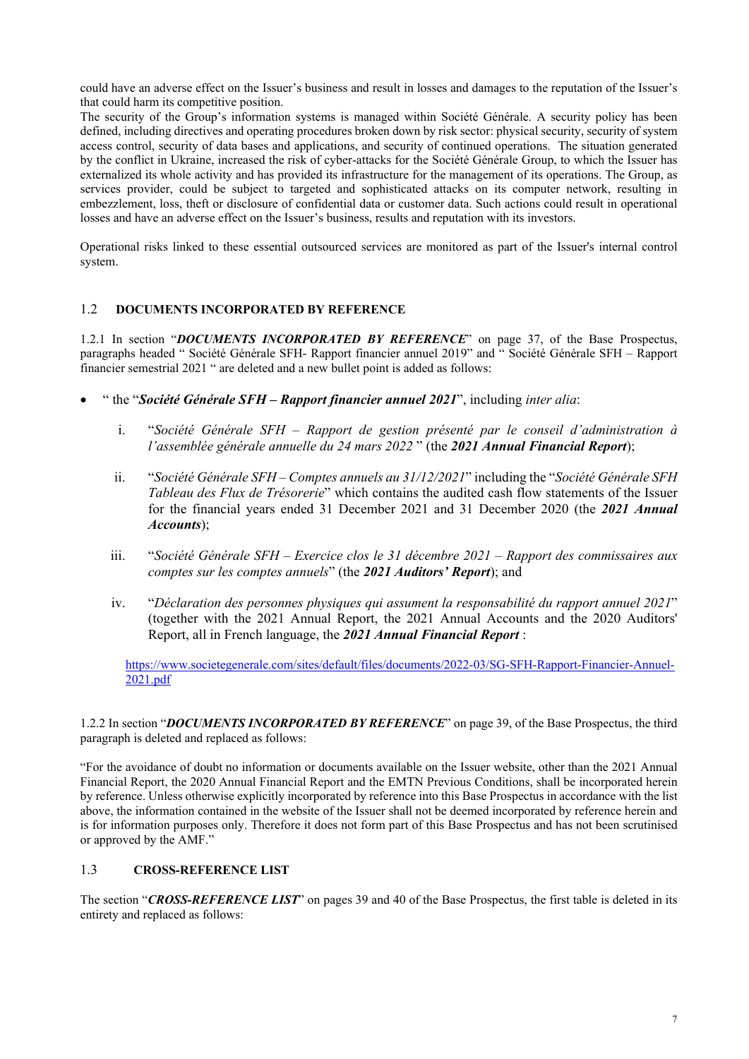could have an adverse effect on the Issuer's business and result in losses and damages to the reputation of the Issuer's that could harm its competitive position.
The security of the Group's information systems is managed within Société Générale. A security policy has been defined, including directives and operating procedures broken down by risk sector: physical security, security of system access control, security of data bases and applications, and security of continued operations. The situation generated by the conflict in Ukraine, increased the risk of cyber-attacks for the Société Générale Group, to which the Issuer has externalized its whole activity and has provided its infrastructure for the management of its operations. The Group, as services provider, could be subject to targeted and sophisticated attacks on its computer network, resulting in embezzlement, loss, theft or disclosure of confidential data or customer data. Such actions could result in operational losses and have an adverse effect on the Issuer's business, results and reputation with its investors.

Operational risks linked to these essential outsourced services are monitored as part of the Issuer's internal control system.

## 1.2 DOCUMENTS INCORPORATED BY REFERENCE

1.2.1 In section "***DOCUMENTS INCORPORATED BY REFERENCE***" on page 37, of the Base Prospectus, paragraphs headed " Société Générale SFH- Rapport financier annuel 2019" and " Société Générale SFH – Rapport financier semestrial 2021 " are deleted and a new bullet point is added as follows:

- " the "***Société Générale SFH – Rapport financier annuel 2021***", including *inter alia*:

  i. "*Société Générale SFH – Rapport de gestion présenté par le conseil d'administration à l'assemblée générale annuelle du 24 mars 2022* " (the ***2021 Annual Financial Report***);

  ii. "*Société Générale SFH – Comptes annuels au 31/12/2021*" including the "*Société Générale SFH Tableau des Flux de Trésorerie*" which contains the audited cash flow statements of the Issuer for the financial years ended 31 December 2021 and 31 December 2020 (the ***2021 Annual Accounts***);

  iii. "*Société Générale SFH – Exercice clos le 31 décembre 2021 – Rapport des commissaires aux comptes sur les comptes annuels*" (the ***2021 Auditors' Report***); and

  iv. "*Déclaration des personnes physiques qui assument la responsabilité du rapport annuel 2021*" (together with the 2021 Annual Report, the 2021 Annual Accounts and the 2020 Auditors' Report, all in French language, the ***2021 Annual Financial Report*** :

  https://www.societegenerale.com/sites/default/files/documents/2022-03/SG-SFH-Rapport-Financier-Annuel-2021.pdf

1.2.2 In section "***DOCUMENTS INCORPORATED BY REFERENCE***" on page 39, of the Base Prospectus, the third paragraph is deleted and replaced as follows:

"For the avoidance of doubt no information or documents available on the Issuer website, other than the 2021 Annual Financial Report, the 2020 Annual Financial Report and the EMTN Previous Conditions, shall be incorporated herein by reference. Unless otherwise explicitly incorporated by reference into this Base Prospectus in accordance with the list above, the information contained in the website of the Issuer shall not be deemed incorporated by reference herein and is for information purposes only. Therefore it does not form part of this Base Prospectus and has not been scrutinised or approved by the AMF."

## 1.3 CROSS-REFERENCE LIST

The section "***CROSS-REFERENCE LIST***" on pages 39 and 40 of the Base Prospectus, the first table is deleted in its entirety and replaced as follows: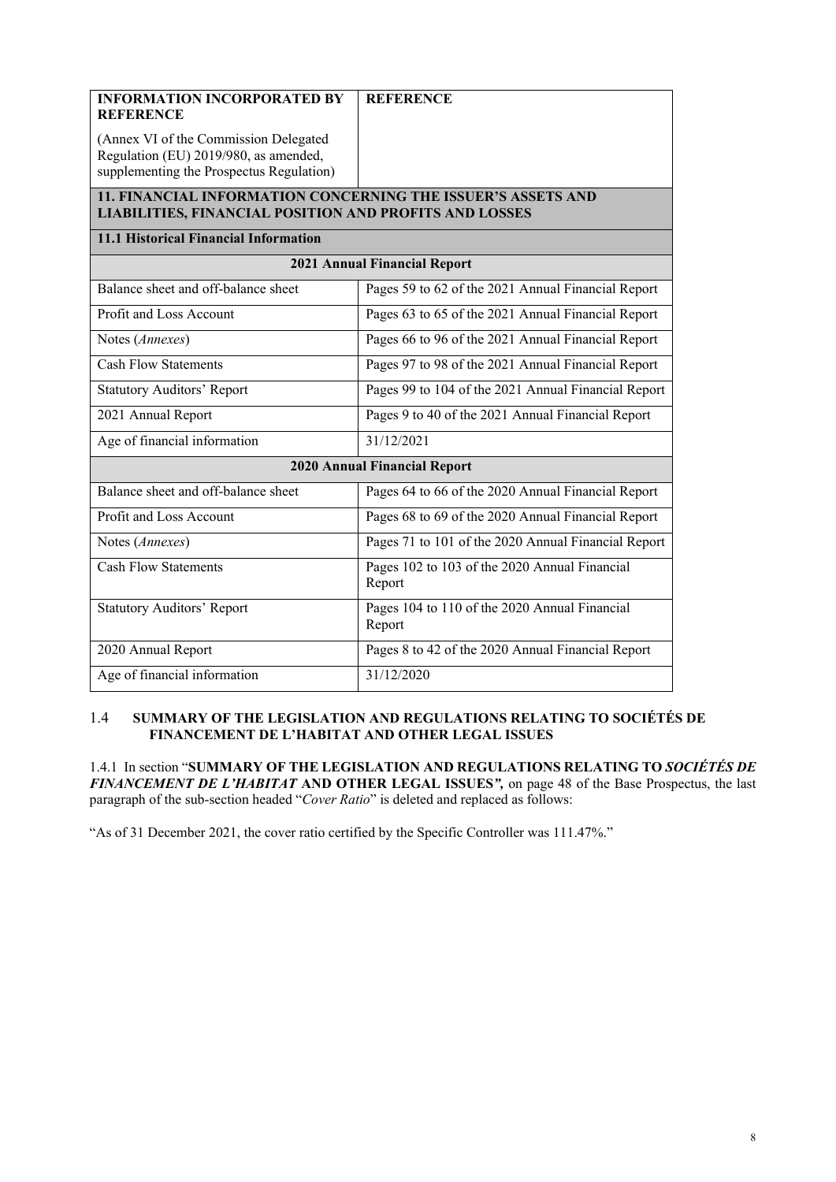| **INFORMATION INCORPORATED BY REFERENCE**<br><br>(Annex VI of the Commission Delegated Regulation (EU) 2019/980, as amended, supplementing the Prospectus Regulation) | **REFERENCE** |
|---|---|
| **11. FINANCIAL INFORMATION CONCERNING THE ISSUER'S ASSETS AND LIABILITIES, FINANCIAL POSITION AND PROFITS AND LOSSES** | |
| **11.1 Historical Financial Information** | |
| **2021 Annual Financial Report** | |
| Balance sheet and off-balance sheet | Pages 59 to 62 of the 2021 Annual Financial Report |
| Profit and Loss Account | Pages 63 to 65 of the 2021 Annual Financial Report |
| Notes (*Annexes*) | Pages 66 to 96 of the 2021 Annual Financial Report |
| Cash Flow Statements | Pages 97 to 98 of the 2021 Annual Financial Report |
| Statutory Auditors' Report | Pages 99 to 104 of the 2021 Annual Financial Report |
| 2021 Annual Report | Pages 9 to 40 of the 2021 Annual Financial Report |
| Age of financial information | 31/12/2021 |
| **2020 Annual Financial Report** | |
| Balance sheet and off-balance sheet | Pages 64 to 66 of the 2020 Annual Financial Report |
| Profit and Loss Account | Pages 68 to 69 of the 2020 Annual Financial Report |
| Notes (*Annexes*) | Pages 71 to 101 of the 2020 Annual Financial Report |
| Cash Flow Statements | Pages 102 to 103 of the 2020 Annual Financial Report |
| Statutory Auditors' Report | Pages 104 to 110 of the 2020 Annual Financial Report |
| 2020 Annual Report | Pages 8 to 42 of the 2020 Annual Financial Report |
| Age of financial information | 31/12/2020 |

## 1.4 SUMMARY OF THE LEGISLATION AND REGULATIONS RELATING TO SOCIÉTÉS DE FINANCEMENT DE L'HABITAT AND OTHER LEGAL ISSUES

1.4.1 In section "**SUMMARY OF THE LEGISLATION AND REGULATIONS RELATING TO *SOCIÉTÉS DE FINANCEMENT DE L'HABITAT* AND OTHER LEGAL ISSUES*",*** on page 48 of the Base Prospectus, the last paragraph of the sub-section headed "*Cover Ratio*" is deleted and replaced as follows:

"As of 31 December 2021, the cover ratio certified by the Specific Controller was 111.47%."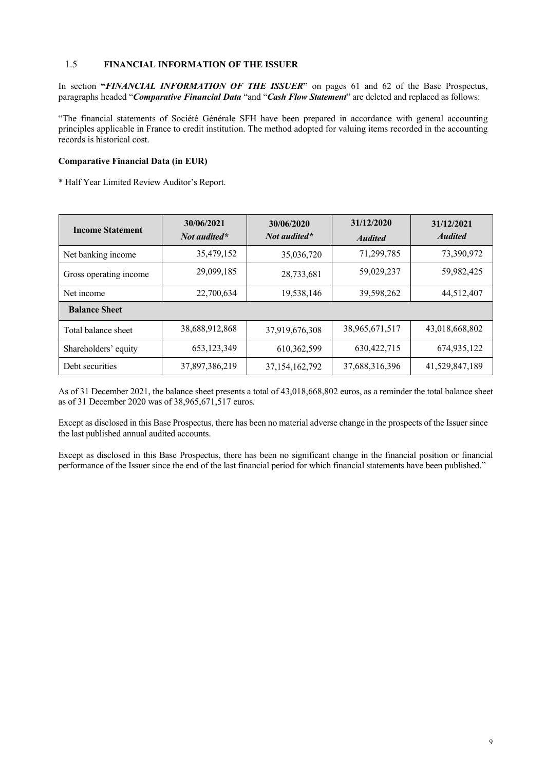## 1.5 FINANCIAL INFORMATION OF THE ISSUER

In section "***FINANCIAL INFORMATION OF THE ISSUER***" on pages 61 and 62 of the Base Prospectus, paragraphs headed "***Comparative Financial Data*** "and "***Cash Flow Statement***" are deleted and replaced as follows:

"The financial statements of Société Générale SFH have been prepared in accordance with general accounting principles applicable in France to credit institution. The method adopted for valuing items recorded in the accounting records is historical cost.

**Comparative Financial Data (in EUR)**

\* Half Year Limited Review Auditor's Report.

| **Income Statement** | **30/06/2021** *Not audited\** | **30/06/2020** *Not audited\** | **31/12/2020** *Audited* | **31/12/2021** *Audited* |
|---|---|---|---|---|
| Net banking income | 35,479,152 | 35,036,720 | 71,299,785 | 73,390,972 |
| Gross operating income | 29,099,185 | 28,733,681 | 59,029,237 | 59,982,425 |
| Net income | 22,700,634 | 19,538,146 | 39,598,262 | 44,512,407 |
| **Balance Sheet** | | | | |
| Total balance sheet | 38,688,912,868 | 37,919,676,308 | 38,965,671,517 | 43,018,668,802 |
| Shareholders' equity | 653,123,349 | 610,362,599 | 630,422,715 | 674,935,122 |
| Debt securities | 37,897,386,219 | 37,154,162,792 | 37,688,316,396 | 41,529,847,189 |

As of 31 December 2021, the balance sheet presents a total of 43,018,668,802 euros, as a reminder the total balance sheet as of 31 December 2020 was of 38,965,671,517 euros.

Except as disclosed in this Base Prospectus, there has been no material adverse change in the prospects of the Issuer since the last published annual audited accounts.

Except as disclosed in this Base Prospectus, there has been no significant change in the financial position or financial performance of the Issuer since the end of the last financial period for which financial statements have been published."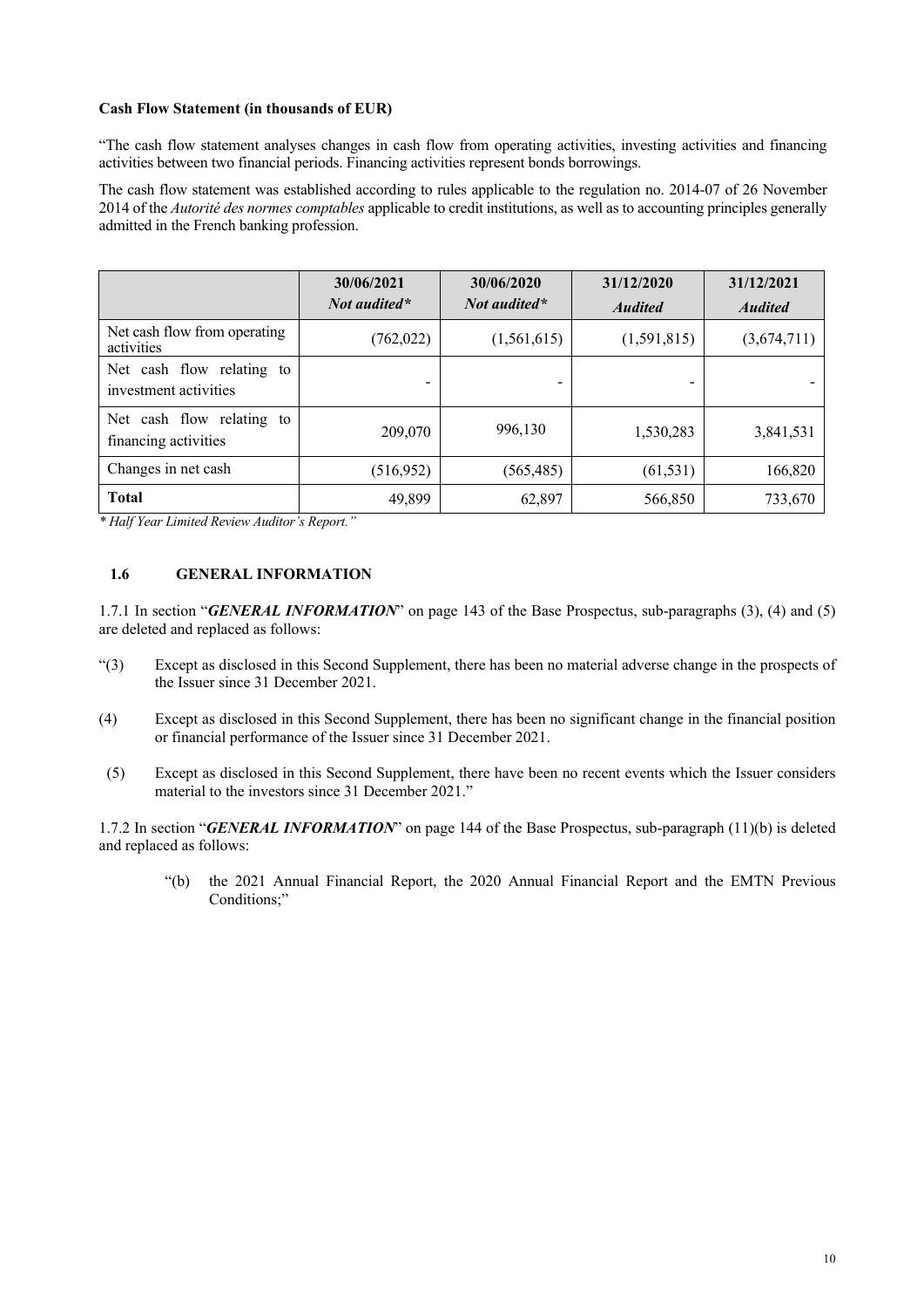**Cash Flow Statement (in thousands of EUR)**

"The cash flow statement analyses changes in cash flow from operating activities, investing activities and financing activities between two financial periods. Financing activities represent bonds borrowings.

The cash flow statement was established according to rules applicable to the regulation no. 2014-07 of 26 November 2014 of the *Autorité des normes comptables* applicable to credit institutions, as well as to accounting principles generally admitted in the French banking profession.

| | **30/06/2021** *Not audited\** | **30/06/2020** *Not audited\** | **31/12/2020** ***Audited*** | **31/12/2021** ***Audited*** |
|---|---|---|---|---|
| Net cash flow from operating activities | (762,022) | (1,561,615) | (1,591,815) | (3,674,711) |
| Net cash flow relating to investment activities | - | - | - | - |
| Net cash flow relating to financing activities | 209,070 | 996,130 | 1,530,283 | 3,841,531 |
| Changes in net cash | (516,952) | (565,485) | (61,531) | 166,820 |
| **Total** | 49,899 | 62,897 | 566,850 | 733,670 |

*\* Half Year Limited Review Auditor's Report."*

## 1.6 GENERAL INFORMATION

1.7.1 In section "***GENERAL INFORMATION***" on page 143 of the Base Prospectus, sub-paragraphs (3), (4) and (5) are deleted and replaced as follows:

"(3) Except as disclosed in this Second Supplement, there has been no material adverse change in the prospects of the Issuer since 31 December 2021.

(4) Except as disclosed in this Second Supplement, there has been no significant change in the financial position or financial performance of the Issuer since 31 December 2021.

(5) Except as disclosed in this Second Supplement, there have been no recent events which the Issuer considers material to the investors since 31 December 2021."

1.7.2 In section "***GENERAL INFORMATION***" on page 144 of the Base Prospectus, sub-paragraph (11)(b) is deleted and replaced as follows:

> "(b) the 2021 Annual Financial Report, the 2020 Annual Financial Report and the EMTN Previous Conditions;"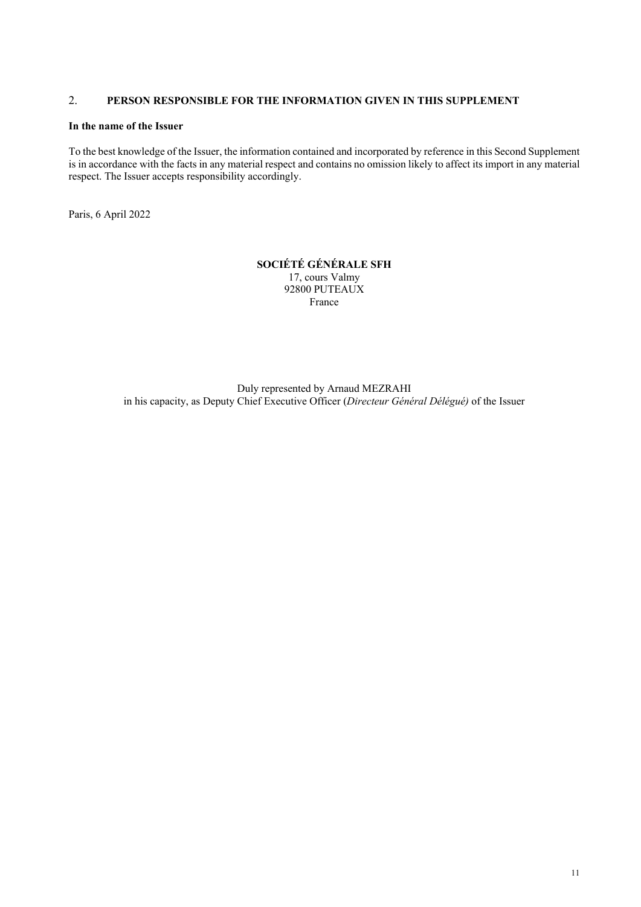## 2. PERSON RESPONSIBLE FOR THE INFORMATION GIVEN IN THIS SUPPLEMENT

**In the name of the Issuer**

To the best knowledge of the Issuer, the information contained and incorporated by reference in this Second Supplement is in accordance with the facts in any material respect and contains no omission likely to affect its import in any material respect. The Issuer accepts responsibility accordingly.

Paris, 6 April 2022

**SOCIÉTÉ GÉNÉRALE SFH**
17, cours Valmy
92800 PUTEAUX
France

Duly represented by Arnaud MEZRAHI
in his capacity, as Deputy Chief Executive Officer (*Directeur Général Délégué)* of the Issuer